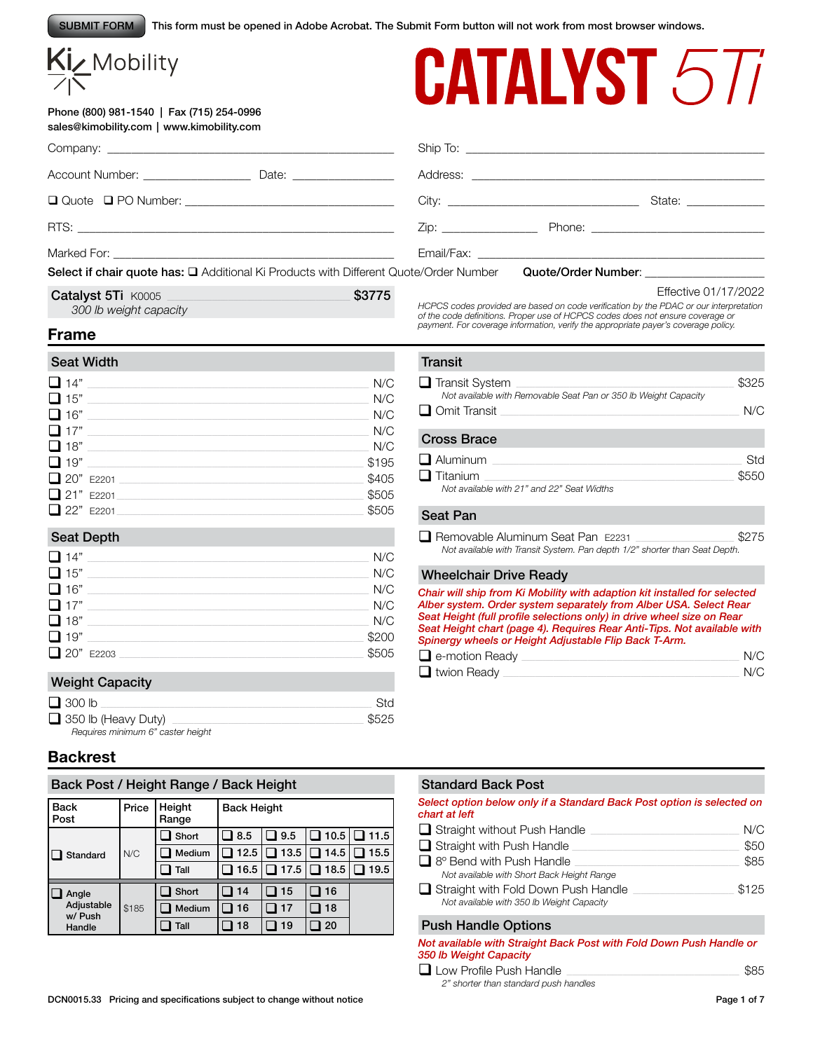SUBMIT FORM This form must be opened in Adobe Acrobat. The Submit Form button will not work from most browser windows.

Ki Mobility

# CATALYST 5Ti

Phone (800) 981-1540 | Fax (715) 254-0996
sales@kimobility.com | www.kimobility.com

Company: ______________________ Ship To: ______________________

Account Number: __________ Date: __________ Address: ______________________

❑ Quote ❑ PO Number: ______________ City: ______________ State: ________

RTS: ______________________ Zip: __________ Phone: ______________

Marked For: ______________________ Email/Fax: ______________________

**Select if chair quote has:** ❑ Additional Ki Products with Different Quote/Order Number **Quote/Order Number:** ____________

**Catalyst 5Ti** K0005 **$3775**
*300 lb weight capacity*

Effective 01/17/2022

*HCPCS codes provided are based on code verification by the PDAC or our interpretation of the code definitions. Proper use of HCPCS codes does not ensure coverage or payment. For coverage information, verify the appropriate payer's coverage policy.*

## Frame

### Seat Width

- ❑ 14" — N/C
- ❑ 15" — N/C
- ❑ 16" — N/C
- ❑ 17" — N/C
- ❑ 18" — N/C
- ❑ 19" — $195
- ❑ 20" E2201 — $405
- ❑ 21" E2201 — $505
- ❑ 22" E2201 — $505

### Seat Depth

- ❑ 14" — N/C
- ❑ 15" — N/C
- ❑ 16" — N/C
- ❑ 17" — N/C
- ❑ 18" — N/C
- ❑ 19" — $200
- ❑ 20" E2203 — $505

### Weight Capacity

- ❑ 300 lb — Std
- ❑ 350 lb (Heavy Duty) — $525
  *Requires minimum 6" caster height*

### Transit

- ❑ Transit System — $325
  *Not available with Removable Seat Pan or 350 lb Weight Capacity*
- ❑ Omit Transit — N/C

### Cross Brace

- ❑ Aluminum — Std
- ❑ Titanium — $550
  *Not available with 21" and 22" Seat Widths*

### Seat Pan

- ❑ Removable Aluminum Seat Pan E2231 — $275
  *Not available with Transit System. Pan depth 1/2" shorter than Seat Depth.*

### Wheelchair Drive Ready

***Chair will ship from Ki Mobility with adaption kit installed for selected Alber system. Order system separately from Alber USA. Select Rear Seat Height (full profile selections only) in drive wheel size on Rear Seat Height chart (page 4). Requires Rear Anti-Tips. Not available with Spinergy wheels or Height Adjustable Flip Back T-Arm.***

- ❑ e-motion Ready — N/C
- ❑ twion Ready — N/C

## Backrest

### Back Post / Height Range / Back Height

| Back Post | Price | Height Range | Back Height | | | |
|---|---|---|---|---|---|---|
| ❑ Standard | N/C | ❑ Short | ❑ 8.5 | ❑ 9.5 | ❑ 10.5 | ❑ 11.5 |
| | | ❑ Medium | ❑ 12.5 | ❑ 13.5 | ❑ 14.5 | ❑ 15.5 |
| | | ❑ Tall | ❑ 16.5 | ❑ 17.5 | ❑ 18.5 | ❑ 19.5 |
| ❑ Angle Adjustable w/ Push Handle | $185 | ❑ Short | ❑ 14 | ❑ 15 | ❑ 16 | |
| | | ❑ Medium | ❑ 16 | ❑ 17 | ❑ 18 | |
| | | ❑ Tall | ❑ 18 | ❑ 19 | ❑ 20 | |

### Standard Back Post

***Select option below only if a Standard Back Post option is selected on chart at left***

- ❑ Straight without Push Handle — N/C
- ❑ Straight with Push Handle — $50
- ❑ 8º Bend with Push Handle — $85
  *Not available with Short Back Height Range*
- ❑ Straight with Fold Down Push Handle — $125
  *Not available with 350 lb Weight Capacity*

### Push Handle Options

***Not available with Straight Back Post with Fold Down Push Handle or 350 lb Weight Capacity***

- ❑ Low Profile Push Handle — $85
  *2" shorter than standard push handles*

DCN0015.33 Pricing and specifications subject to change without notice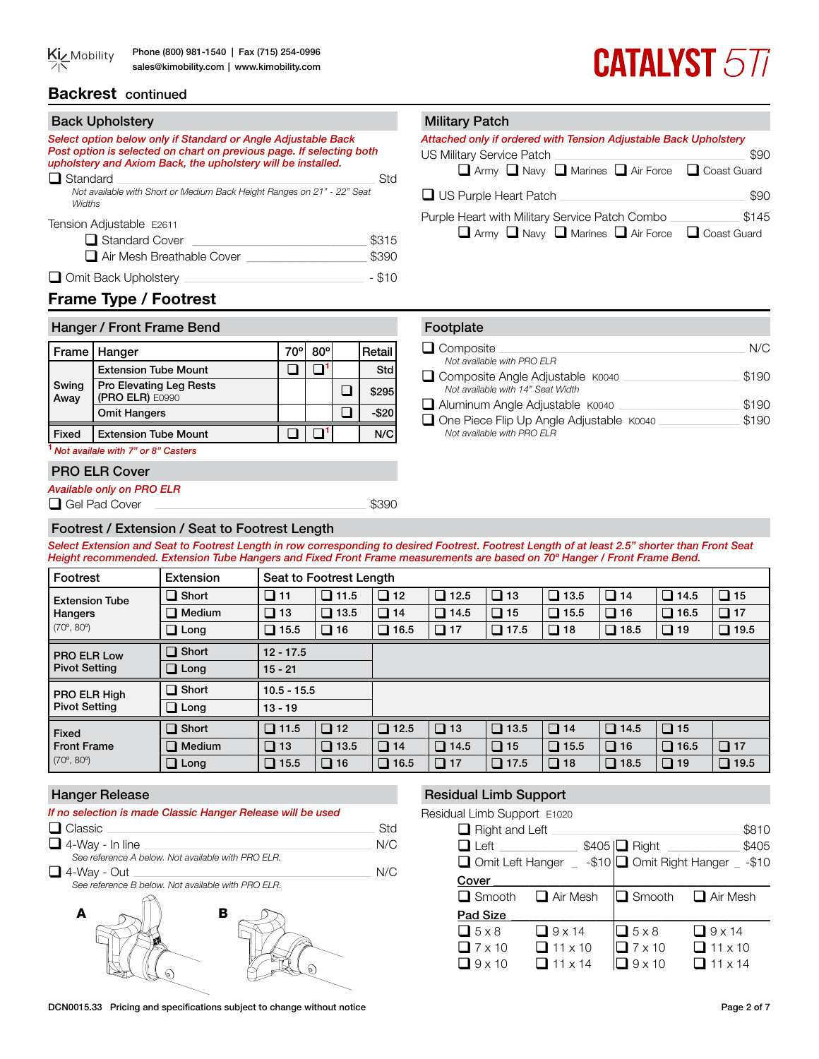## Backrest continued

### Back Upholstery

*Select option below only if Standard or Angle Adjustable Back Post option is selected on chart on previous page. If selecting both upholstery and Axiom Back, the upholstery will be installed.*

❑ Standard ______ Std
*Not available with Short or Medium Back Height Ranges on 21" - 22" Seat Widths*

Tension Adjustable E2611
- ❑ Standard Cover ______ $315
- ❑ Air Mesh Breathable Cover ______ $390

❑ Omit Back Upholstery ______ - $10

### Military Patch

*Attached only if ordered with Tension Adjustable Back Upholstery*

US Military Service Patch ______ $90
❑ Army ❑ Navy ❑ Marines ❑ Air Force ❑ Coast Guard

❑ US Purple Heart Patch ______ $90

Purple Heart with Military Service Patch Combo ______ $145
❑ Army ❑ Navy ❑ Marines ❑ Air Force ❑ Coast Guard

## Frame Type / Footrest

### Hanger / Front Frame Bend

| Frame | Hanger | 70° | 80° | | Retail |
|---|---|---|---|---|---|
| Swing Away | Extension Tube Mount | ❑ | ❑[1] | | Std |
| | Pro Elevating Leg Rests (PRO ELR) E0990 | | | ❑ | $295 |
| | Omit Hangers | | | ❑ | -$20 |
| Fixed | Extension Tube Mount | ❑ | ❑[1] | | N/C |

[1] *Not available with 7" or 8" Casters*

### Footplate

❑ Composite ______ N/C
*Not available with PRO ELR*

❑ Composite Angle Adjustable K0040 ______ $190
*Not available with 14" Seat Width*

❑ Aluminum Angle Adjustable K0040 ______ $190

❑ One Piece Flip Up Angle Adjustable K0040 ______ $190
*Not available with PRO ELR*

### PRO ELR Cover

*Available only on PRO ELR*

❑ Gel Pad Cover ______ $390

### Footrest / Extension / Seat to Footrest Length

*Select Extension and Seat to Footrest Length in row corresponding to desired Footrest. Footrest Length of at least 2.5" shorter than Front Seat Height recommended. Extension Tube Hangers and Fixed Front Frame measurements are based on 70º Hanger / Front Frame Bend.*

| Footrest | Extension | Seat to Footrest Length | | | | | | | | |
|---|---|---|---|---|---|---|---|---|---|---|
| Extension Tube Hangers (70º, 80º) | ❑ Short | ❑ 11 | ❑ 11.5 | ❑ 12 | ❑ 12.5 | ❑ 13 | ❑ 13.5 | ❑ 14 | ❑ 14.5 | ❑ 15 |
| | ❑ Medium | ❑ 13 | ❑ 13.5 | ❑ 14 | ❑ 14.5 | ❑ 15 | ❑ 15.5 | ❑ 16 | ❑ 16.5 | ❑ 17 |
| | ❑ Long | ❑ 15.5 | ❑ 16 | ❑ 16.5 | ❑ 17 | ❑ 17.5 | ❑ 18 | ❑ 18.5 | ❑ 19 | ❑ 19.5 |
| PRO ELR Low Pivot Setting | ❑ Short | 12 - 17.5 | | | | | | | | |
| | ❑ Long | 15 - 21 | | | | | | | | |
| PRO ELR High Pivot Setting | ❑ Short | 10.5 - 15.5 | | | | | | | | |
| | ❑ Long | 13 - 19 | | | | | | | | |
| Fixed Front Frame (70º, 80º) | ❑ Short | ❑ 11.5 | ❑ 12 | ❑ 12.5 | ❑ 13 | ❑ 13.5 | ❑ 14 | ❑ 14.5 | ❑ 15 | |
| | ❑ Medium | ❑ 13 | ❑ 13.5 | ❑ 14 | ❑ 14.5 | ❑ 15 | ❑ 15.5 | ❑ 16 | ❑ 16.5 | ❑ 17 |
| | ❑ Long | ❑ 15.5 | ❑ 16 | ❑ 16.5 | ❑ 17 | ❑ 17.5 | ❑ 18 | ❑ 18.5 | ❑ 19 | ❑ 19.5 |

### Hanger Release

*If no selection is made Classic Hanger Release will be used*

❑ Classic ______ Std

❑ 4-Way - In line ______ N/C
*See reference A below. Not available with PRO ELR.*

❑ 4-Way - Out ______ N/C
*See reference B below. Not available with PRO ELR.*

A B

### Residual Limb Support

Residual Limb Support E1020

❑ Right and Left ______ $810

| ❑ Left ______ $405 | | ❑ Right ______ $405 | |
|---|---|---|---|
| ❑ Omit Left Hanger _ -$10 | | ❑ Omit Right Hanger _ -$10 | |
| **Cover** | | | |
| ❑ Smooth | ❑ Air Mesh | ❑ Smooth | ❑ Air Mesh |
| **Pad Size** | | | |
| ❑ 5 x 8 | ❑ 9 x 14 | ❑ 5 x 8 | ❑ 9 x 14 |
| ❑ 7 x 10 | ❑ 11 x 10 | ❑ 7 x 10 | ❑ 11 x 10 |
| ❑ 9 x 10 | ❑ 11 x 14 | ❑ 9 x 10 | ❑ 11 x 14 |

DCN0015.33 Pricing and specifications subject to change without notice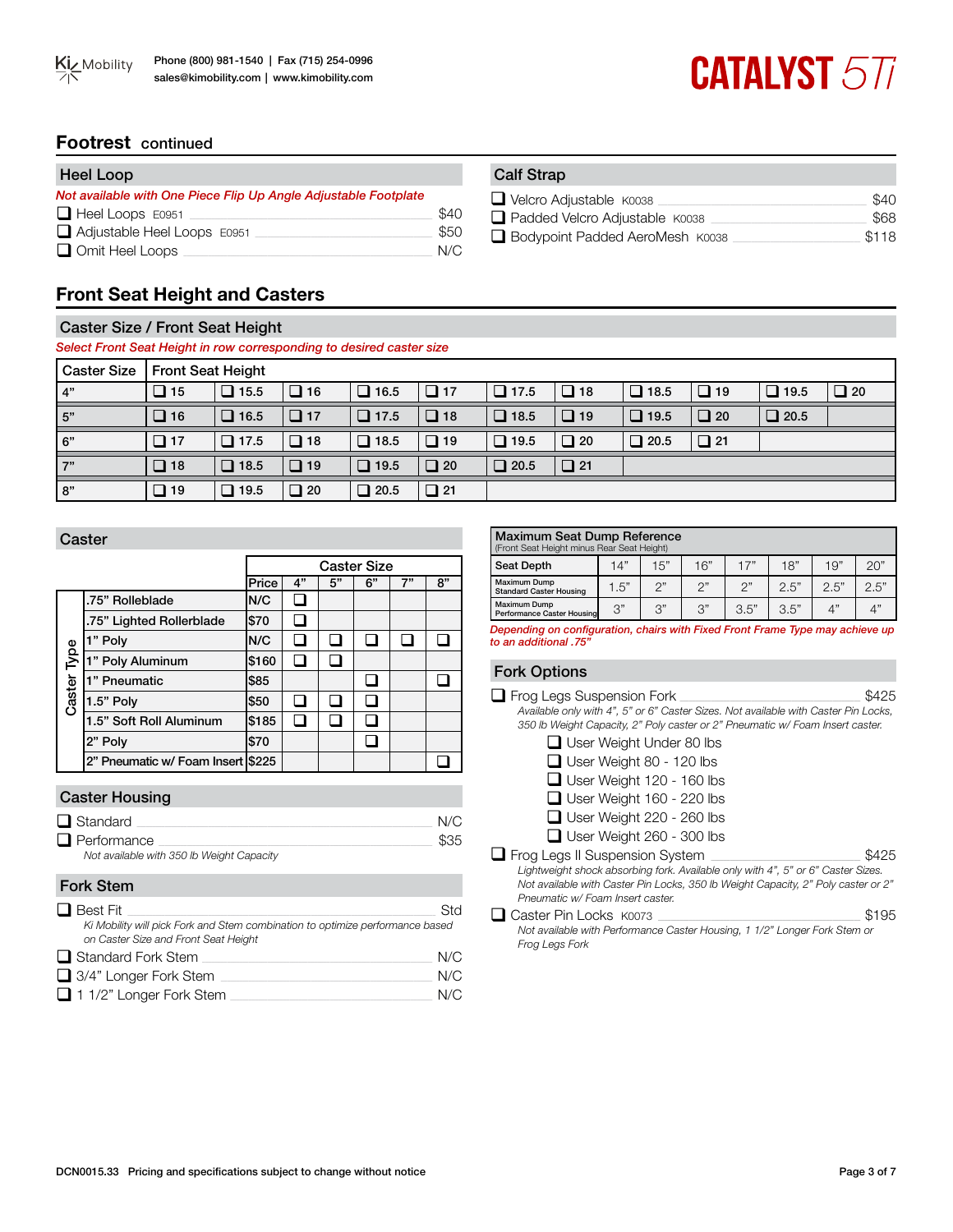## Footrest continued

### Heel Loop

*Not available with One Piece Flip Up Angle Adjustable Footplate*

- ❑ Heel Loops E0951 — $40
- ❑ Adjustable Heel Loops E0951 — $50
- ❑ Omit Heel Loops — N/C

### Calf Strap

- ❑ Velcro Adjustable K0038 — $40
- ❑ Padded Velcro Adjustable K0038 — $68
- ❑ Bodypoint Padded AeroMesh K0038 — $118

## Front Seat Height and Casters

### Caster Size / Front Seat Height

*Select Front Seat Height in row corresponding to desired caster size*

| Caster Size | Front Seat Height | | | | | | | | | | |
|---|---|---|---|---|---|---|---|---|---|---|---|
| 4" | ❑ 15 | ❑ 15.5 | ❑ 16 | ❑ 16.5 | ❑ 17 | ❑ 17.5 | ❑ 18 | ❑ 18.5 | ❑ 19 | ❑ 19.5 | ❑ 20 |
| 5" | ❑ 16 | ❑ 16.5 | ❑ 17 | ❑ 17.5 | ❑ 18 | ❑ 18.5 | ❑ 19 | ❑ 19.5 | ❑ 20 | ❑ 20.5 | |
| 6" | ❑ 17 | ❑ 17.5 | ❑ 18 | ❑ 18.5 | ❑ 19 | ❑ 19.5 | ❑ 20 | ❑ 20.5 | ❑ 21 | | |
| 7" | ❑ 18 | ❑ 18.5 | ❑ 19 | ❑ 19.5 | ❑ 20 | ❑ 20.5 | ❑ 21 | | | | |
| 8" | ❑ 19 | ❑ 19.5 | ❑ 20 | ❑ 20.5 | ❑ 21 | | | | | | |

### Caster

| Caster Type | Price | 4" | 5" | 6" | 7" | 8" |
|---|---|---|---|---|---|---|
| | | Caster Size | | | | |
| .75" Rolleblade | N/C | ❑ | | | | |
| .75" Lighted Rollerblade | $70 | ❑ | | | | |
| 1" Poly | N/C | ❑ | ❑ | ❑ | ❑ | ❑ |
| 1" Poly Aluminum | $160 | ❑ | ❑ | | | |
| 1" Pneumatic | $85 | | | ❑ | | ❑ |
| 1.5" Poly | $50 | ❑ | ❑ | ❑ | | |
| 1.5" Soft Roll Aluminum | $185 | ❑ | ❑ | ❑ | | |
| 2" Poly | $70 | | | ❑ | | |
| 2" Pneumatic w/ Foam Insert | $225 | | | | | ❑ |

### Caster Housing

- ❑ Standard — N/C
- ❑ Performance — $35
  *Not available with 350 lb Weight Capacity*

### Fork Stem

- ❑ Best Fit — Std
  *Ki Mobility will pick Fork and Stem combination to optimize performance based on Caster Size and Front Seat Height*
- ❑ Standard Fork Stem — N/C
- ❑ 3/4" Longer Fork Stem — N/C
- ❑ 1 1/2" Longer Fork Stem — N/C

### Maximum Seat Dump Reference

(Front Seat Height minus Rear Seat Height)

| Seat Depth | 14" | 15" | 16" | 17" | 18" | 19" | 20" |
|---|---|---|---|---|---|---|---|
| Maximum Dump Standard Caster Housing | 1.5" | 2" | 2" | 2" | 2.5" | 2.5" | 2.5" |
| Maximum Dump Performance Caster Housing | 3" | 3" | 3" | 3.5" | 3.5" | 4" | 4" |

*Depending on configuration, chairs with Fixed Front Frame Type may achieve up to an additional .75"*

### Fork Options

- ❑ Frog Legs Suspension Fork — $425
  *Available only with 4", 5" or 6" Caster Sizes. Not available with Caster Pin Locks, 350 lb Weight Capacity, 2" Poly caster or 2" Pneumatic w/ Foam Insert caster.*
  - ❑ User Weight Under 80 lbs
  - ❑ User Weight 80 - 120 lbs
  - ❑ User Weight 120 - 160 lbs
  - ❑ User Weight 160 - 220 lbs
  - ❑ User Weight 220 - 260 lbs
  - ❑ User Weight 260 - 300 lbs
- ❑ Frog Legs II Suspension System — $425
  *Lightweight shock absorbing fork. Available only with 4", 5" or 6" Caster Sizes. Not available with Caster Pin Locks, 350 lb Weight Capacity, 2" Poly caster or 2" Pneumatic w/ Foam Insert caster.*
- ❑ Caster Pin Locks K0073 — $195
  *Not available with Performance Caster Housing, 1 1/2" Longer Fork Stem or Frog Legs Fork*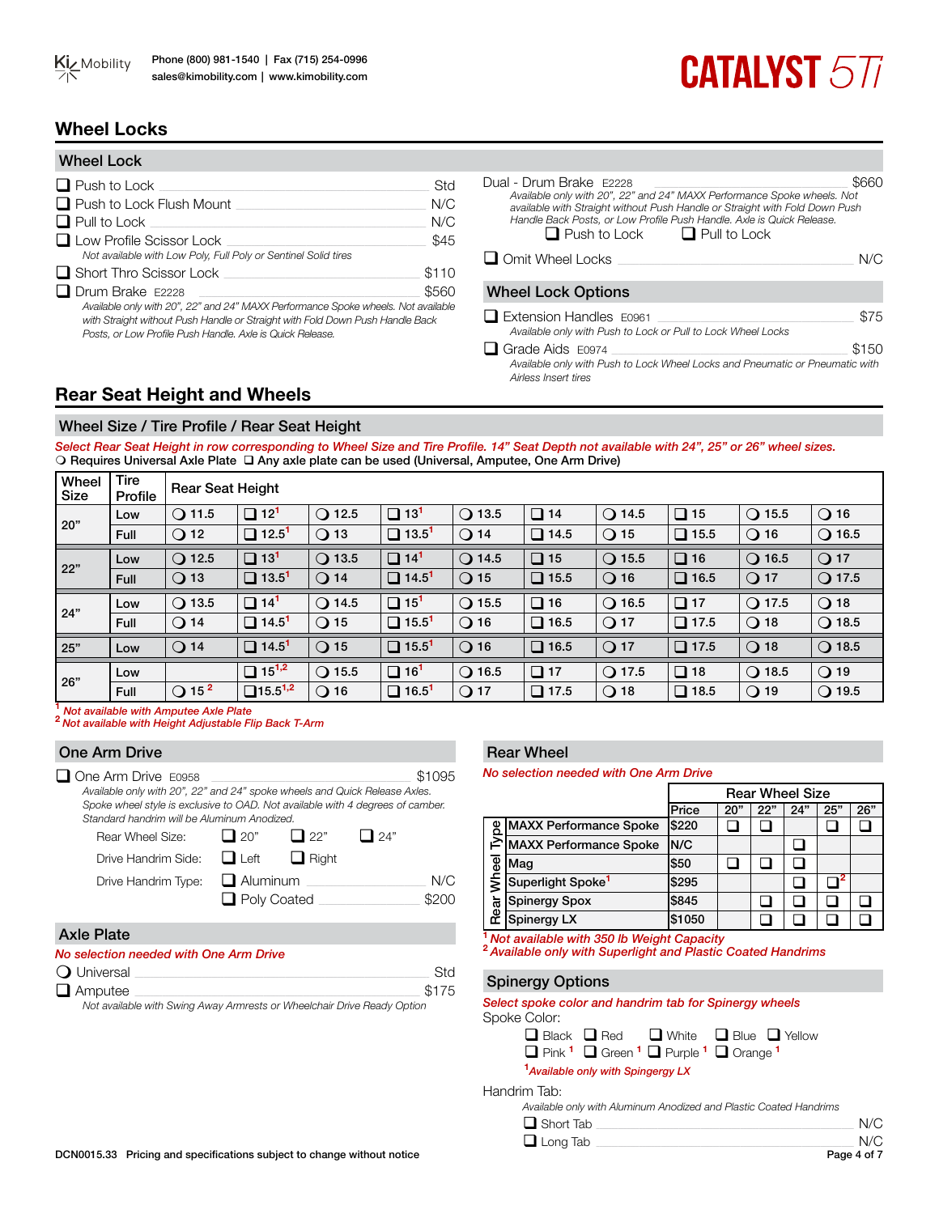## Wheel Locks

### Wheel Lock

- ❑ Push to Lock — Std
- ❑ Push to Lock Flush Mount — N/C
- ❑ Pull to Lock — N/C
- ❑ Low Profile Scissor Lock — $45
  *Not available with Low Poly, Full Poly or Sentinel Solid tires*
- ❑ Short Thro Scissor Lock — $110
- ❑ Drum Brake E2228 — $560
  *Available only with 20", 22" and 24" MAXX Performance Spoke wheels. Not available with Straight without Push Handle or Straight with Fold Down Push Handle Back Posts, or Low Profile Push Handle. Axle is Quick Release.*
- Dual - Drum Brake E2228 — $660
  *Available only with 20", 22" and 24" MAXX Performance Spoke wheels. Not available with Straight without Push Handle or Straight with Fold Down Push Handle Back Posts, or Low Profile Push Handle. Axle is Quick Release.*
  ❑ Push to Lock ❑ Pull to Lock
- ❑ Omit Wheel Locks — N/C

### Wheel Lock Options

- ❑ Extension Handles E0961 — $75
  *Available only with Push to Lock or Pull to Lock Wheel Locks*
- ❑ Grade Aids E0974 — $150
  *Available only with Push to Lock Wheel Locks and Pneumatic or Pneumatic with Airless Insert tires*

## Rear Seat Height and Wheels

### Wheel Size / Tire Profile / Rear Seat Height

*Select Rear Seat Height in row corresponding to Wheel Size and Tire Profile. 14" Seat Depth not available with 24", 25" or 26" wheel sizes.*
❍ Requires Universal Axle Plate ❑ Any axle plate can be used (Universal, Amputee, One Arm Drive)

| Wheel Size | Tire Profile | Rear Seat Height | | | | | | | | | |
|---|---|---|---|---|---|---|---|---|---|---|---|
| 20" | Low | ❍ 11.5 | ❑ 12[1] | ❍ 12.5 | ❑ 13[1] | ❍ 13.5 | ❑ 14 | ❍ 14.5 | ❑ 15 | ❍ 15.5 | ❍ 16 |
| | Full | ❍ 12 | ❑ 12.5[1] | ❍ 13 | ❑ 13.5[1] | ❍ 14 | ❑ 14.5 | ❍ 15 | ❑ 15.5 | ❍ 16 | ❍ 16.5 |
| 22" | Low | ❍ 12.5 | ❑ 13[1] | ❍ 13.5 | ❑ 14[1] | ❍ 14.5 | ❑ 15 | ❍ 15.5 | ❑ 16 | ❍ 16.5 | ❍ 17 |
| | Full | ❍ 13 | ❑ 13.5[1] | ❍ 14 | ❑ 14.5[1] | ❍ 15 | ❑ 15.5 | ❍ 16 | ❑ 16.5 | ❍ 17 | ❍ 17.5 |
| 24" | Low | ❍ 13.5 | ❑ 14[1] | ❍ 14.5 | ❑ 15[1] | ❍ 15.5 | ❑ 16 | ❍ 16.5 | ❑ 17 | ❍ 17.5 | ❍ 18 |
| | Full | ❍ 14 | ❑ 14.5[1] | ❍ 15 | ❑ 15.5[1] | ❍ 16 | ❑ 16.5 | ❍ 17 | ❑ 17.5 | ❍ 18 | ❍ 18.5 |
| 25" | Low | ❍ 14 | ❑ 14.5[1] | ❍ 15 | ❑ 15.5[1] | ❍ 16 | ❑ 16.5 | ❍ 17 | ❑ 17.5 | ❍ 18 | ❍ 18.5 |
| 26" | Low | | ❑ 15[1,2] | ❍ 15.5 | ❑ 16[1] | ❍ 16.5 | ❑ 17 | ❍ 17.5 | ❑ 18 | ❍ 18.5 | ❍ 19 |
| | Full | ❍ 15[2] | ❑ 15.5[1,2] | ❍ 16 | ❑ 16.5[1] | ❍ 17 | ❑ 17.5 | ❍ 18 | ❑ 18.5 | ❍ 19 | ❍ 19.5 |

*[1] Not available with Amputee Axle Plate*
*[2] Not available with Height Adjustable Flip Back T-Arm*

### One Arm Drive

- ❑ One Arm Drive E0958 — $1095
  *Available only with 20", 22" and 24" spoke wheels and Quick Release Axles. Spoke wheel style is exclusive to OAD. Not available with 4 degrees of camber. Standard handrim will be Aluminum Anodized.*

Rear Wheel Size: ❑ 20" ❑ 22" ❑ 24"

Drive Handrim Side: ❑ Left ❑ Right

Drive Handrim Type:
- ❑ Aluminum — N/C
- ❑ Poly Coated — $200

### Axle Plate

*No selection needed with One Arm Drive*

- ❍ Universal — Std
- ❑ Amputee — $175
  *Not available with Swing Away Armrests or Wheelchair Drive Ready Option*

### Rear Wheel

*No selection needed with One Arm Drive*

| Rear Wheel Type | Price | 20" | 22" | 24" | 25" | 26" |
|---|---|---|---|---|---|---|
| MAXX Performance Spoke | $220 | ❑ | ❑ | | ❑ | ❑ |
| MAXX Performance Spoke | N/C | | | ❑ | | |
| Mag | $50 | ❑ | ❑ | ❑ | | |
| Superlight Spoke[1] | $295 | | | ❑ | ❑[2] | |
| Spinergy Spox | $845 | | ❑ | ❑ | ❑ | ❑ |
| Spinergy LX | $1050 | | ❑ | ❑ | ❑ | ❑ |

*[1] Not available with 350 lb Weight Capacity*
*[2] Available only with Superlight and Plastic Coated Handrims*

### Spinergy Options

*Select spoke color and handrim tab for Spinergy wheels*

Spoke Color:

❑ Black ❑ Red ❑ White ❑ Blue ❑ Yellow
❑ Pink [1] ❑ Green [1] ❑ Purple [1] ❑ Orange [1]

*[1] Available only with Spingergy LX*

Handrim Tab:
*Available only with Aluminum Anodized and Plastic Coated Handrims*

- ❑ Short Tab — N/C
- ❑ Long Tab — N/C

DCN0015.33 Pricing and specifications subject to change without notice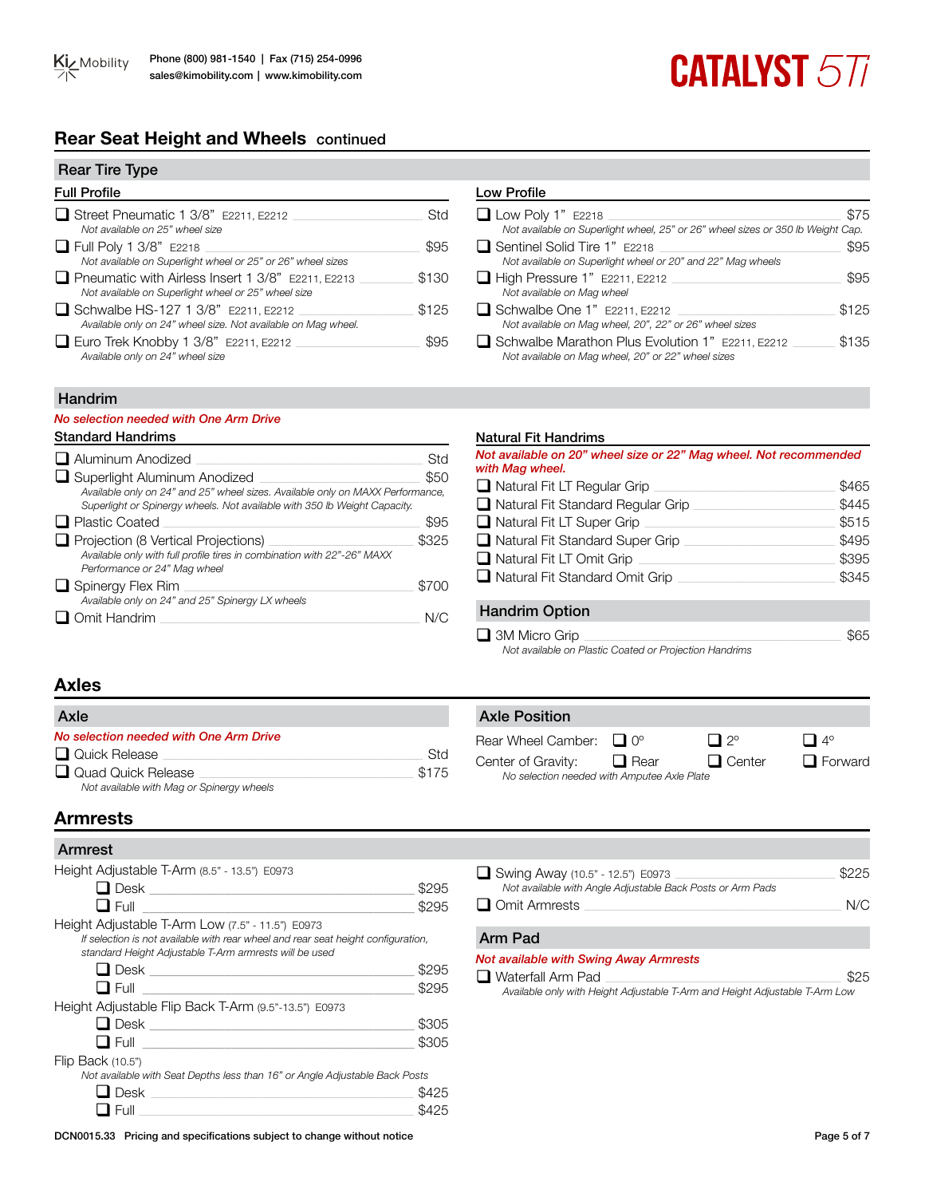## Rear Seat Height and Wheels continued

### Rear Tire Type

**Full Profile**

- ❑ Street Pneumatic 1 3/8" E2211, E2212 — Std
  *Not available on 25" wheel size*
- ❑ Full Poly 1 3/8" E2218 — $95
  *Not available on Superlight wheel or 25" or 26" wheel sizes*
- ❑ Pneumatic with Airless Insert 1 3/8" E2211, E2213 — $130
  *Not available on Superlight wheel or 25" wheel size*
- ❑ Schwalbe HS-127 1 3/8" E2211, E2212 — $125
  *Available only on 24" wheel size. Not available on Mag wheel.*
- ❑ Euro Trek Knobby 1 3/8" E2211, E2212 — $95
  *Available only on 24" wheel size*

**Low Profile**

- ❑ Low Poly 1" E2218 — $75
  *Not available on Superlight wheel, 25" or 26" wheel sizes or 350 lb Weight Cap.*
- ❑ Sentinel Solid Tire 1" E2218 — $95
  *Not available on Superlight wheel or 20" and 22" Mag wheels*
- ❑ High Pressure 1" E2211, E2212 — $95
  *Not available on Mag wheel*
- ❑ Schwalbe One 1" E2211, E2212 — $125
  *Not available on Mag wheel, 20", 22" or 26" wheel sizes*
- ❑ Schwalbe Marathon Plus Evolution 1" E2211, E2212 — $135
  *Not available on Mag wheel, 20" or 22" wheel sizes*

### Handrim

*No selection needed with One Arm Drive*

**Standard Handrims**

- ❑ Aluminum Anodized — Std
- ❑ Superlight Aluminum Anodized — $50
  *Available only on 24" and 25" wheel sizes. Available only on MAXX Performance, Superlight or Spinergy wheels. Not available with 350 lb Weight Capacity.*
- ❑ Plastic Coated — $95
- ❑ Projection (8 Vertical Projections) — $325
  *Available only with full profile tires in combination with 22"-26" MAXX Performance or 24" Mag wheel*
- ❑ Spinergy Flex Rim — $700
  *Available only on 24" and 25" Spinergy LX wheels*
- ❑ Omit Handrim — N/C

**Natural Fit Handrims**

*Not available on 20" wheel size or 22" Mag wheel. Not recommended with Mag wheel.*

- ❑ Natural Fit LT Regular Grip — $465
- ❑ Natural Fit Standard Regular Grip — $445
- ❑ Natural Fit LT Super Grip — $515
- ❑ Natural Fit Standard Super Grip — $495
- ❑ Natural Fit LT Omit Grip — $395
- ❑ Natural Fit Standard Omit Grip — $345

### Handrim Option

- ❑ 3M Micro Grip — $65
  *Not available on Plastic Coated or Projection Handrims*

## Axles

### Axle

*No selection needed with One Arm Drive*

- ❑ Quick Release — Std
- ❑ Quad Quick Release — $175
  *Not available with Mag or Spinergy wheels*

### Axle Position

Rear Wheel Camber: ❑ 0° ❑ 2° ❑ 4°

Center of Gravity: ❑ Rear ❑ Center ❑ Forward

*No selection needed with Amputee Axle Plate*

## Armrests

### Armrest

Height Adjustable T-Arm (8.5" - 13.5") E0973
- ❑ Desk — $295
- ❑ Full — $295

Height Adjustable T-Arm Low (7.5" - 11.5") E0973
*If selection is not available with rear wheel and rear seat height configuration, standard Height Adjustable T-Arm armrests will be used*
- ❑ Desk — $295
- ❑ Full — $295

Height Adjustable Flip Back T-Arm (9.5"-13.5") E0973
- ❑ Desk — $305
- ❑ Full — $305

Flip Back (10.5")
*Not available with Seat Depths less than 16" or Angle Adjustable Back Posts*
- ❑ Desk — $425
- ❑ Full — $425

- ❑ Swing Away (10.5" - 12.5") E0973 — $225
  *Not available with Angle Adjustable Back Posts or Arm Pads*
- ❑ Omit Armrests — N/C

### Arm Pad

*Not available with Swing Away Armrests*

- ❑ Waterfall Arm Pad — $25
  *Available only with Height Adjustable T-Arm and Height Adjustable T-Arm Low*

DCN0015.33 Pricing and specifications subject to change without notice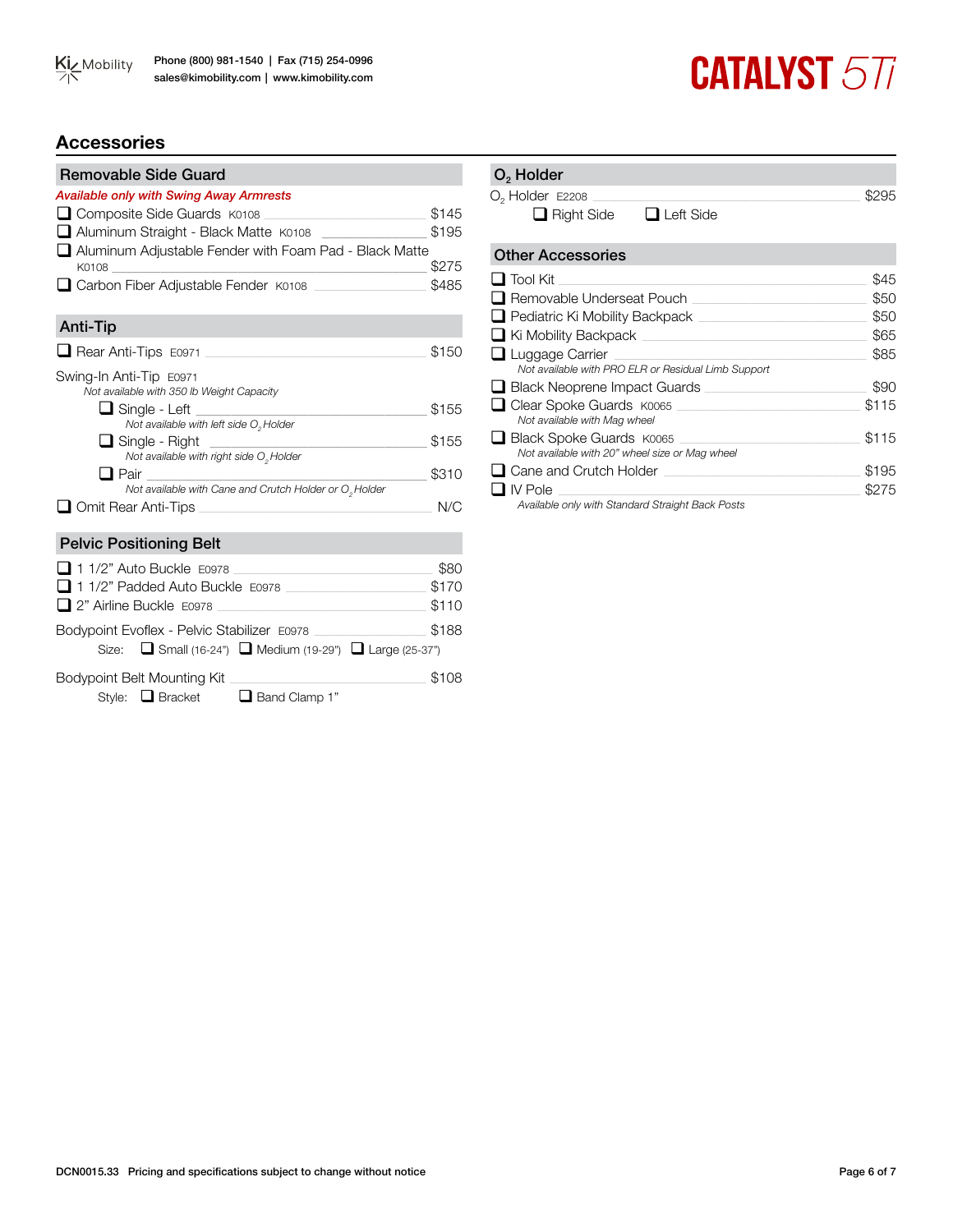## Accessories

### Removable Side Guard

***Available only with Swing Away Armrests***

- ❑ Composite Side Guards K0108 — $145
- ❑ Aluminum Straight - Black Matte K0108 — $195
- ❑ Aluminum Adjustable Fender with Foam Pad - Black Matte K0108 — $275
- ❑ Carbon Fiber Adjustable Fender K0108 — $485

### Anti-Tip

- ❑ Rear Anti-Tips E0971 — $150

Swing-In Anti-Tip E0971
*Not available with 350 lb Weight Capacity*

- ❑ Single - Left — $155
  *Not available with left side $O_2$ Holder*
- ❑ Single - Right — $155
  *Not available with right side $O_2$ Holder*
- ❑ Pair — $310
  *Not available with Cane and Crutch Holder or $O_2$ Holder*

- ❑ Omit Rear Anti-Tips — N/C

### Pelvic Positioning Belt

- ❑ 1 1/2" Auto Buckle E0978 — $80
- ❑ 1 1/2" Padded Auto Buckle E0978 — $170
- ❑ 2" Airline Buckle E0978 — $110

Bodypoint Evoflex - Pelvic Stabilizer E0978 — $188
Size: ❑ Small (16-24") ❑ Medium (19-29") ❑ Large (25-37")

Bodypoint Belt Mounting Kit — $108
Style: ❑ Bracket ❑ Band Clamp 1"

### $O_2$ Holder

$O_2$ Holder E2208 — $295
❑ Right Side ❑ Left Side

### Other Accessories

- ❑ Tool Kit — $45
- ❑ Removable Underseat Pouch — $50
- ❑ Pediatric Ki Mobility Backpack — $50
- ❑ Ki Mobility Backpack — $65
- ❑ Luggage Carrier — $85
  *Not available with PRO ELR or Residual Limb Support*
- ❑ Black Neoprene Impact Guards — $90
- ❑ Clear Spoke Guards K0065 — $115
  *Not available with Mag wheel*
- ❑ Black Spoke Guards K0065 — $115
  *Not available with 20" wheel size or Mag wheel*
- ❑ Cane and Crutch Holder — $195
- ❑ IV Pole — $275
  *Available only with Standard Straight Back Posts*

DCN0015.33 Pricing and specifications subject to change without notice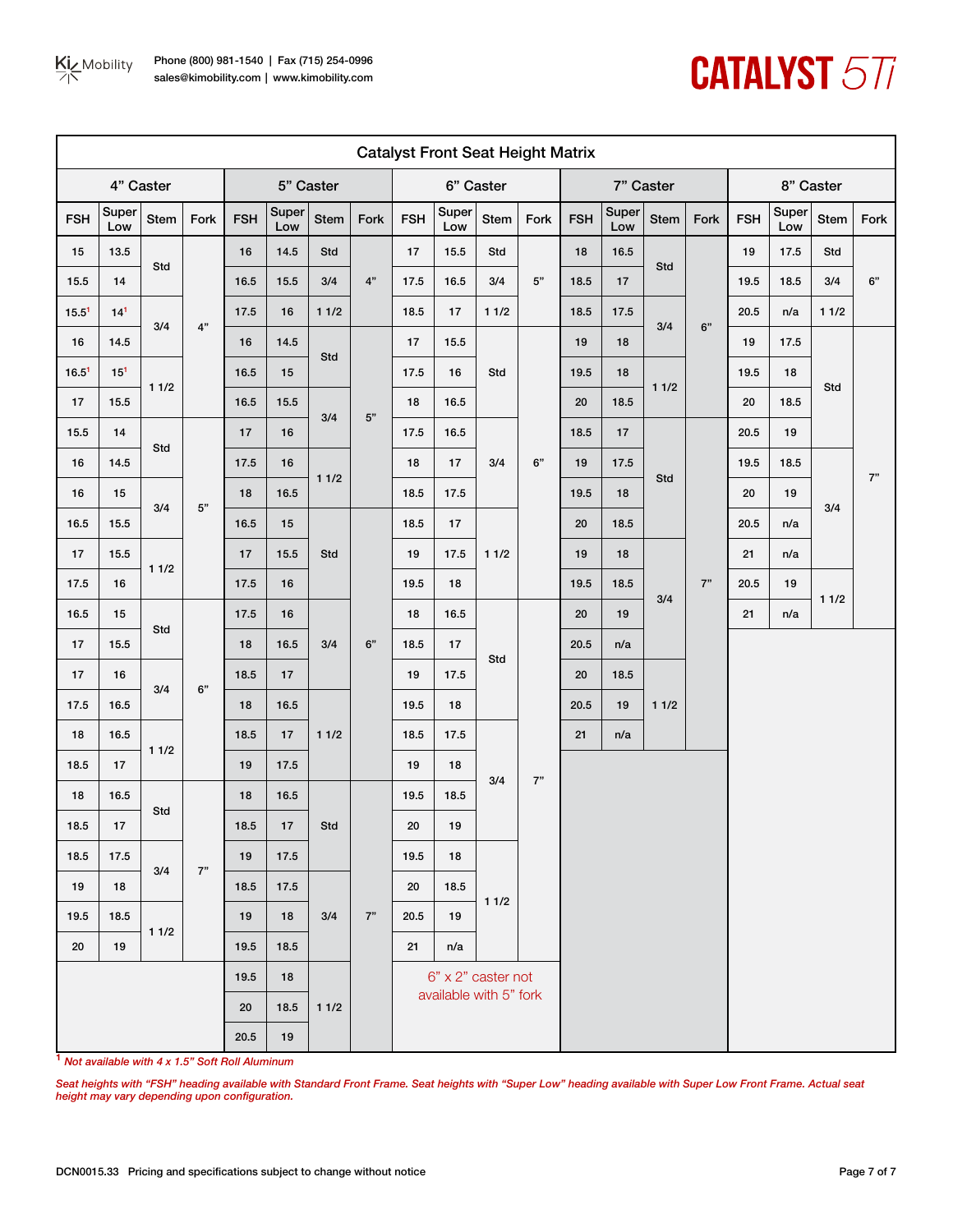| Catalyst Front Seat Height Matrix | | | | | | | | | | | | | | | | | | | |
|---|---|---|---|---|---|---|---|---|---|---|---|---|---|---|---|---|---|---|---|
| 4" Caster | | | | 5" Caster | | | | 6" Caster | | | | 7" Caster | | | | 8" Caster | | | |
| FSH | Super Low | Stem | Fork | FSH | Super Low | Stem | Fork | FSH | Super Low | Stem | Fork | FSH | Super Low | Stem | Fork | FSH | Super Low | Stem | Fork |
| 15 | 13.5 | Std | 4" | 16 | 14.5 | Std | 4" | 17 | 15.5 | Std | 5" | 18 | 16.5 | Std | 6" | 19 | 17.5 | Std | 6" |
| 15.5 | 14 | | | 16.5 | 15.5 | 3/4 | | 17.5 | 16.5 | 3/4 | | 18.5 | 17 | | | 19.5 | 18.5 | 3/4 | |
| 15.5[1] | 14[1] | 3/4 | | 17.5 | 16 | 1 1/2 | | 18.5 | 17 | 1 1/2 | | 18.5 | 17.5 | 3/4 | | 20.5 | n/a | 1 1/2 | |
| 16 | 14.5 | | | 16 | 14.5 | Std | 5" | 17 | 15.5 | Std | 6" | 19 | 18 | | | 19 | 17.5 | Std | 7" |
| 16.5[1] | 15[1] | 1 1/2 | | 16.5 | 15 | | | 17.5 | 16 | | | 19.5 | 18 | 1 1/2 | | 19.5 | 18 | | |
| 17 | 15.5 | | | 16.5 | 15.5 | 3/4 | | 18 | 16.5 | | | 20 | 18.5 | | | 20 | 18.5 | | |
| 15.5 | 14 | Std | 5" | 17 | 16 | | | 17.5 | 16.5 | 3/4 | | 18.5 | 17 | Std | 7" | 20.5 | 19 | | |
| 16 | 14.5 | | | 17.5 | 16 | 1 1/2 | | 18 | 17 | | | 19 | 17.5 | | | 19.5 | 18.5 | 3/4 | |
| 16 | 15 | 3/4 | | 18 | 16.5 | | | 18.5 | 17.5 | | | 19.5 | 18 | | | 20 | 19 | | |
| 16.5 | 15.5 | | | 16.5 | 15 | Std | 6" | 18.5 | 17 | 1 1/2 | | 20 | 18.5 | | | 20.5 | n/a | | |
| 17 | 15.5 | 1 1/2 | | 17 | 15.5 | | | 19 | 17.5 | | | 19 | 18 | 3/4 | | 21 | n/a | | |
| 17.5 | 16 | | | 17.5 | 16 | | | 19.5 | 18 | | | 19.5 | 18.5 | | | 20.5 | 19 | 1 1/2 | |
| 16.5 | 15 | Std | 6" | 17.5 | 16 | 3/4 | | 18 | 16.5 | Std | 7" | 20 | 19 | | | 21 | n/a | | |
| 17 | 15.5 | | | 18 | 16.5 | | | 18.5 | 17 | | | 20.5 | n/a | | | | | | |
| 17 | 16 | 3/4 | | 18.5 | 17 | | | 19 | 17.5 | | | 20 | 18.5 | 1 1/2 | | | | | |
| 17.5 | 16.5 | | | 18 | 16.5 | 1 1/2 | | 19.5 | 18 | | | 20.5 | 19 | | | | | | |
| 18 | 16.5 | 1 1/2 | | 18.5 | 17 | | | 18.5 | 17.5 | 3/4 | | 21 | n/a | | | | | | |
| 18.5 | 17 | | | 19 | 17.5 | | | 19 | 18 | | | | | | | | | | |
| 18 | 16.5 | Std | 7" | 18 | 16.5 | Std | 7" | 19.5 | 18.5 | | | | | | | | | | |
| 18.5 | 17 | | | 18.5 | 17 | | | 20 | 19 | | | | | | | | | | |
| 18.5 | 17.5 | 3/4 | | 19 | 17.5 | | | 19.5 | 18 | 1 1/2 | | | | | | | | | |
| 19 | 18 | | | 18.5 | 17.5 | 3/4 | | 20 | 18.5 | | | | | | | | | | |
| 19.5 | 18.5 | 1 1/2 | | 19 | 18 | | | 20.5 | 19 | | | | | | | | | | |
| 20 | 19 | | | 19.5 | 18.5 | | | 21 | n/a | | | | | | | | | | |
| | | | | 19.5 | 18 | 1 1/2 | | 6" x 2" caster not available with 5" fork | | | | | | | | | | | |
| | | | | 20 | 18.5 | | | | | | | | | | | | | | |
| | | | | 20.5 | 19 | | | | | | | | | | | | | | |

[1] *Not available with 4 x 1.5" Soft Roll Aluminum*

*Seat heights with "FSH" heading available with Standard Front Frame. Seat heights with "Super Low" heading available with Super Low Front Frame. Actual seat height may vary depending upon configuration.*

DCN0015.33 Pricing and specifications subject to change without notice